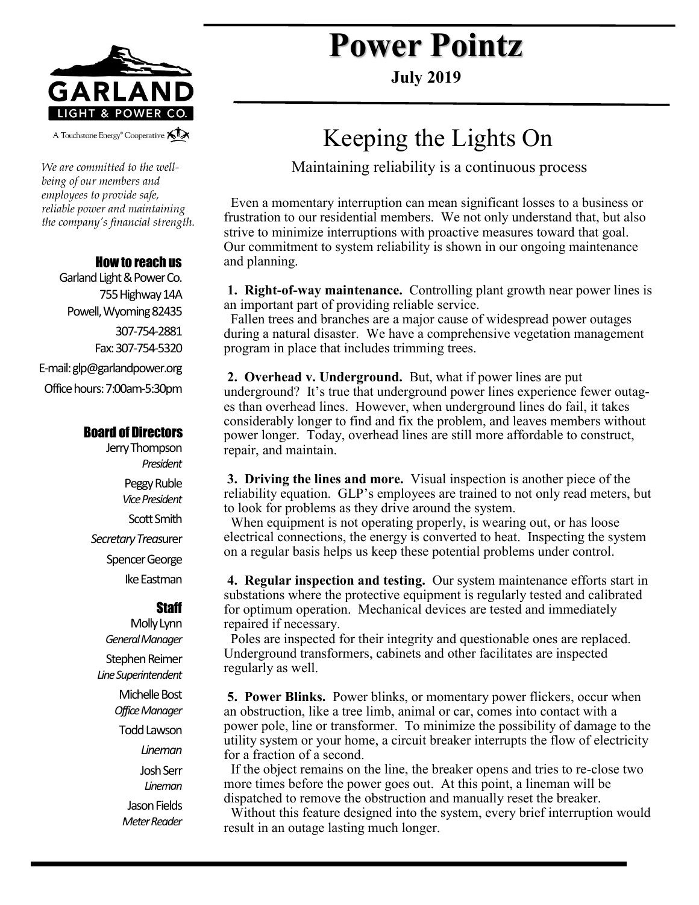GARLAND LIGHT & POWER CO.

A Touchstone Energy® Cooperative

*We are committed to the well-being of our members and employees to provide safe, reliable power and maintaining the company's financial strength.*

### How to reach us

Garland Light & Power Co.
755 Highway 14A
Powell, Wyoming 82435
307-754-2881
Fax: 307-754-5320
E-mail: glp@garlandpower.org
Office hours: 7:00am-5:30pm

### Board of Directors

Jerry Thompson
*President*

Peggy Ruble
*Vice President*

Scott Smith
*Secretary Treasurer*

Spencer George

Ike Eastman

### Staff

Molly Lynn
*General Manager*

Stephen Reimer
*Line Superintendent*

Michelle Bost
*Office Manager*

Todd Lawson
*Lineman*

Josh Serr
*Lineman*

Jason Fields
*Meter Reader*

# Power Pointz

**July 2019**

## Keeping the Lights On

Maintaining reliability is a continuous process

Even a momentary interruption can mean significant losses to a business or frustration to our residential members. We not only understand that, but also strive to minimize interruptions with proactive measures toward that goal. Our commitment to system reliability is shown in our ongoing maintenance and planning.

**1. Right-of-way maintenance.** Controlling plant growth near power lines is an important part of providing reliable service.

Fallen trees and branches are a major cause of widespread power outages during a natural disaster. We have a comprehensive vegetation management program in place that includes trimming trees.

**2. Overhead v. Underground.** But, what if power lines are put underground? It's true that underground power lines experience fewer outages than overhead lines. However, when underground lines do fail, it takes considerably longer to find and fix the problem, and leaves members without power longer. Today, overhead lines are still more affordable to construct, repair, and maintain.

**3. Driving the lines and more.** Visual inspection is another piece of the reliability equation. GLP's employees are trained to not only read meters, but to look for problems as they drive around the system.

When equipment is not operating properly, is wearing out, or has loose electrical connections, the energy is converted to heat. Inspecting the system on a regular basis helps us keep these potential problems under control.

**4. Regular inspection and testing.** Our system maintenance efforts start in substations where the protective equipment is regularly tested and calibrated for optimum operation. Mechanical devices are tested and immediately repaired if necessary.

Poles are inspected for their integrity and questionable ones are replaced. Underground transformers, cabinets and other facilitates are inspected regularly as well.

**5. Power Blinks.** Power blinks, or momentary power flickers, occur when an obstruction, like a tree limb, animal or car, comes into contact with a power pole, line or transformer. To minimize the possibility of damage to the utility system or your home, a circuit breaker interrupts the flow of electricity for a fraction of a second.

If the object remains on the line, the breaker opens and tries to re-close two more times before the power goes out. At this point, a lineman will be dispatched to remove the obstruction and manually reset the breaker.

Without this feature designed into the system, every brief interruption would result in an outage lasting much longer.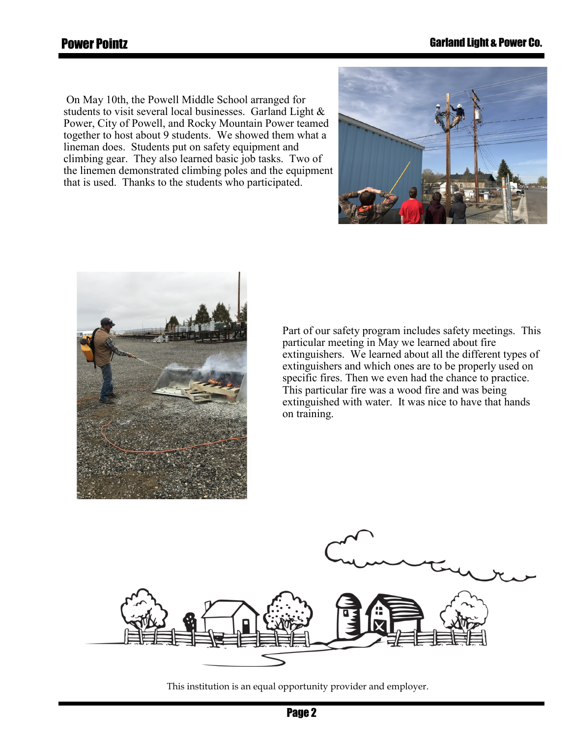On May 10th, the Powell Middle School arranged for students to visit several local businesses. Garland Light & Power, City of Powell, and Rocky Mountain Power teamed together to host about 9 students. We showed them what a lineman does. Students put on safety equipment and climbing gear. They also learned basic job tasks. Two of the linemen demonstrated climbing poles and the equipment that is used. Thanks to the students who participated.

Part of our safety program includes safety meetings. This particular meeting in May we learned about fire extinguishers. We learned about all the different types of extinguishers and which ones are to be properly used on specific fires. Then we even had the chance to practice. This particular fire was a wood fire and was being extinguished with water. It was nice to have that hands on training.

This institution is an equal opportunity provider and employer.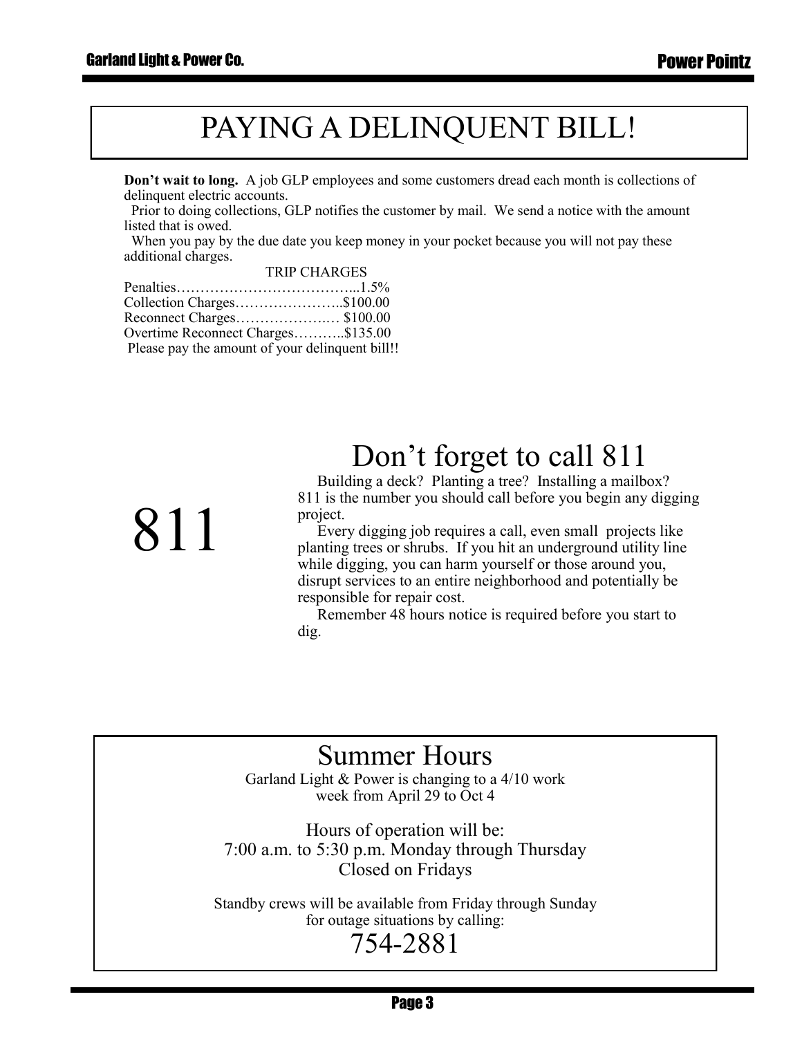# PAYING A DELINQUENT BILL!

**Don't wait to long.** A job GLP employees and some customers dread each month is collections of delinquent electric accounts.

Prior to doing collections, GLP notifies the customer by mail. We send a notice with the amount listed that is owed.

When you pay by the due date you keep money in your pocket because you will not pay these additional charges.

TRIP CHARGES

Penalties………………………………...1.5%
Collection Charges…………………..$100.00
Reconnect Charges………………… $100.00
Overtime Reconnect Charges………..$135.00

Please pay the amount of your delinquent bill!!

# Don't forget to call 811

811

Building a deck? Planting a tree? Installing a mailbox? 811 is the number you should call before you begin any digging project.

Every digging job requires a call, even small projects like planting trees or shrubs. If you hit an underground utility line while digging, you can harm yourself or those around you, disrupt services to an entire neighborhood and potentially be responsible for repair cost.

Remember 48 hours notice is required before you start to dig.

# Summer Hours

Garland Light & Power is changing to a 4/10 work week from April 29 to Oct 4

Hours of operation will be:
7:00 a.m. to 5:30 p.m. Monday through Thursday
Closed on Fridays

Standby crews will be available from Friday through Sunday for outage situations by calling:

754-2881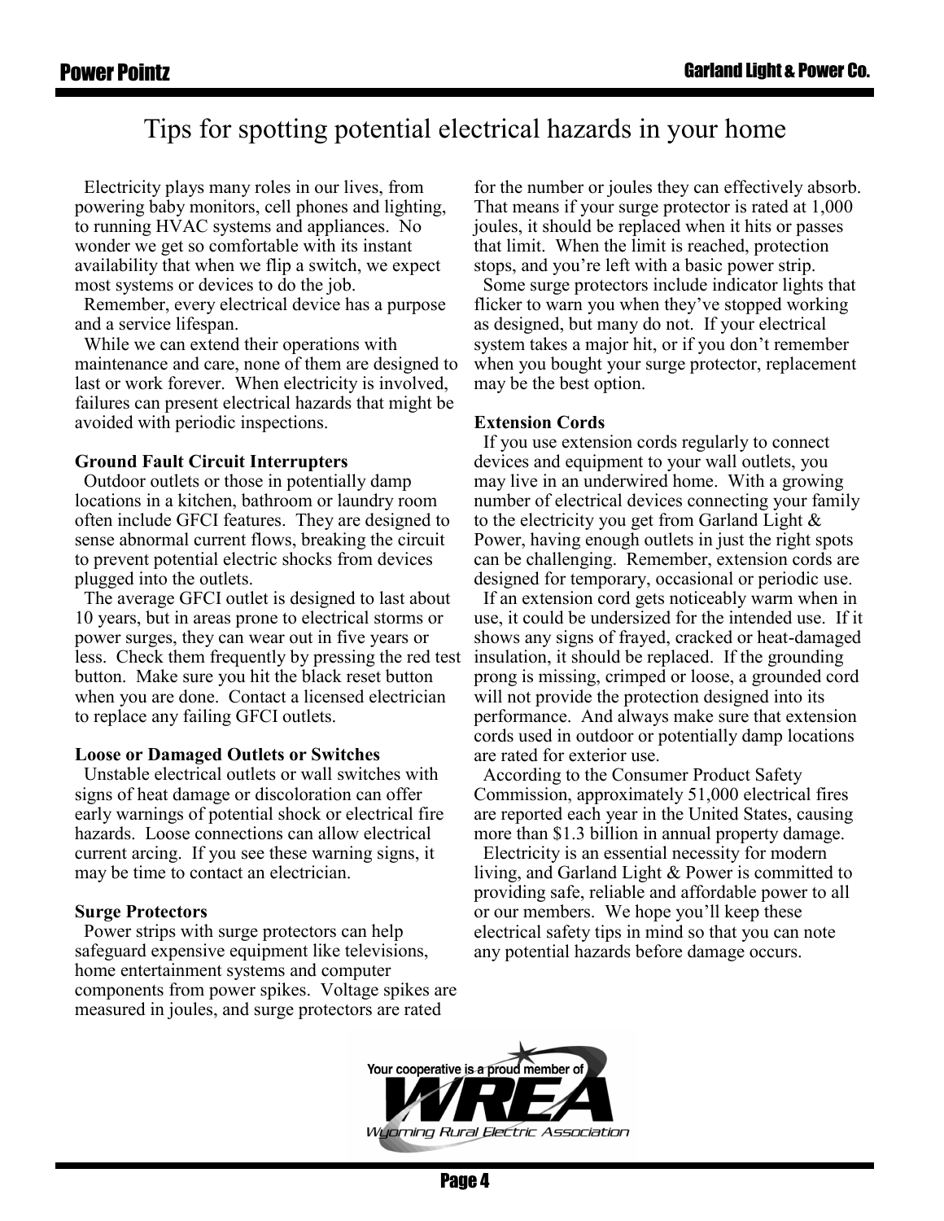# Tips for spotting potential electrical hazards in your home

Electricity plays many roles in our lives, from powering baby monitors, cell phones and lighting, to running HVAC systems and appliances. No wonder we get so comfortable with its instant availability that when we flip a switch, we expect most systems or devices to do the job.

Remember, every electrical device has a purpose and a service lifespan.

While we can extend their operations with maintenance and care, none of them are designed to last or work forever. When electricity is involved, failures can present electrical hazards that might be avoided with periodic inspections.

**Ground Fault Circuit Interrupters**

Outdoor outlets or those in potentially damp locations in a kitchen, bathroom or laundry room often include GFCI features. They are designed to sense abnormal current flows, breaking the circuit to prevent potential electric shocks from devices plugged into the outlets.

The average GFCI outlet is designed to last about 10 years, but in areas prone to electrical storms or power surges, they can wear out in five years or less. Check them frequently by pressing the red test button. Make sure you hit the black reset button when you are done. Contact a licensed electrician to replace any failing GFCI outlets.

**Loose or Damaged Outlets or Switches**

Unstable electrical outlets or wall switches with signs of heat damage or discoloration can offer early warnings of potential shock or electrical fire hazards. Loose connections can allow electrical current arcing. If you see these warning signs, it may be time to contact an electrician.

**Surge Protectors**

Power strips with surge protectors can help safeguard expensive equipment like televisions, home entertainment systems and computer components from power spikes. Voltage spikes are measured in joules, and surge protectors are rated for the number or joules they can effectively absorb. That means if your surge protector is rated at 1,000 joules, it should be replaced when it hits or passes that limit. When the limit is reached, protection stops, and you're left with a basic power strip.

Some surge protectors include indicator lights that flicker to warn you when they've stopped working as designed, but many do not. If your electrical system takes a major hit, or if you don't remember when you bought your surge protector, replacement may be the best option.

**Extension Cords**

If you use extension cords regularly to connect devices and equipment to your wall outlets, you may live in an underwired home. With a growing number of electrical devices connecting your family to the electricity you get from Garland Light & Power, having enough outlets in just the right spots can be challenging. Remember, extension cords are designed for temporary, occasional or periodic use.

If an extension cord gets noticeably warm when in use, it could be undersized for the intended use. If it shows any signs of frayed, cracked or heat-damaged insulation, it should be replaced. If the grounding prong is missing, crimped or loose, a grounded cord will not provide the protection designed into its performance. And always make sure that extension cords used in outdoor or potentially damp locations are rated for exterior use.

According to the Consumer Product Safety Commission, approximately 51,000 electrical fires are reported each year in the United States, causing more than $1.3 billion in annual property damage.

Electricity is an essential necessity for modern living, and Garland Light & Power is committed to providing safe, reliable and affordable power to all or our members. We hope you'll keep these electrical safety tips in mind so that you can note any potential hazards before damage occurs.

Your cooperative is a proud member of WREA Wyoming Rural Electric Association